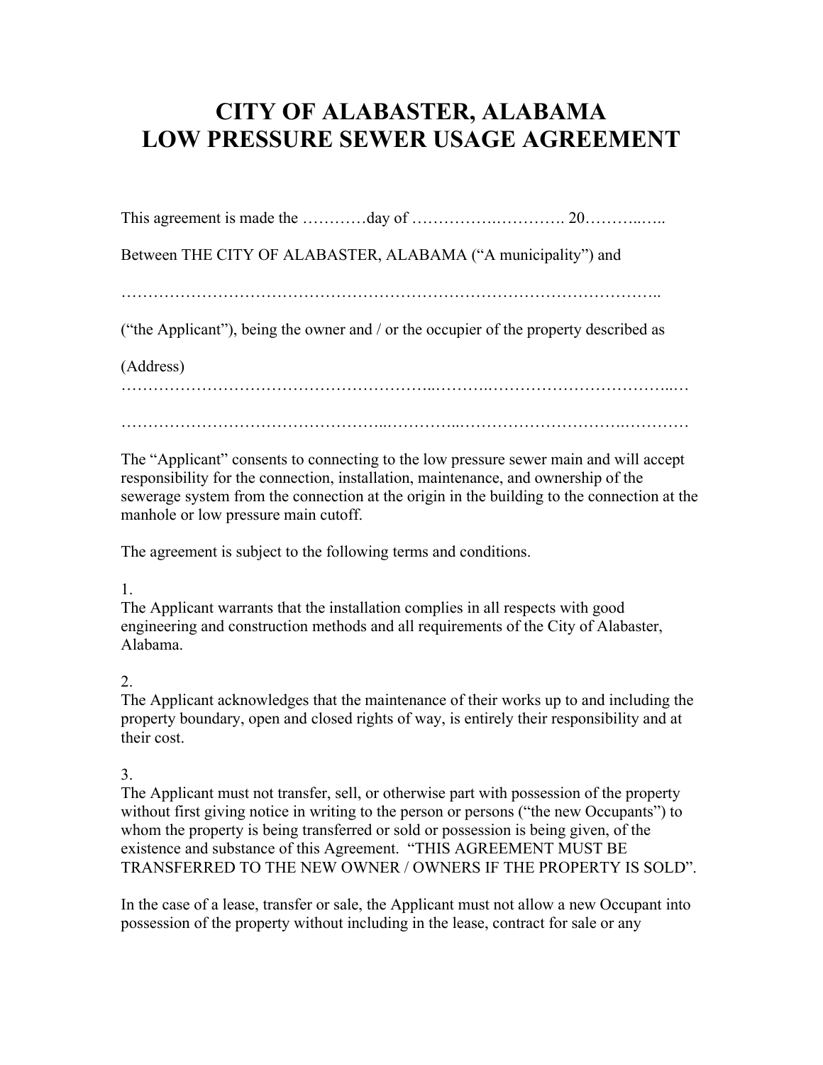# CITY OF ALABASTER, ALABAMA
# LOW PRESSURE SEWER USAGE AGREEMENT

This agreement is made the …………day of ……………..………… 20………..…..

Between THE CITY OF ALABASTER, ALABAMA ("A municipality") and

………………………………………………………………………………………..

("the Applicant"), being the owner and / or the occupier of the property described as

(Address)
…………………………………………………..………..……………………………..…

………………………………………..…………..……………………….…………

The "Applicant" consents to connecting to the low pressure sewer main and will accept responsibility for the connection, installation, maintenance, and ownership of the sewerage system from the connection at the origin in the building to the connection at the manhole or low pressure main cutoff.

The agreement is subject to the following terms and conditions.

1.
The Applicant warrants that the installation complies in all respects with good engineering and construction methods and all requirements of the City of Alabaster, Alabama.

2.
The Applicant acknowledges that the maintenance of their works up to and including the property boundary, open and closed rights of way, is entirely their responsibility and at their cost.

3.
The Applicant must not transfer, sell, or otherwise part with possession of the property without first giving notice in writing to the person or persons ("the new Occupants") to whom the property is being transferred or sold or possession is being given, of the existence and substance of this Agreement. "THIS AGREEMENT MUST BE TRANSFERRED TO THE NEW OWNER / OWNERS IF THE PROPERTY IS SOLD".

In the case of a lease, transfer or sale, the Applicant must not allow a new Occupant into possession of the property without including in the lease, contract for sale or any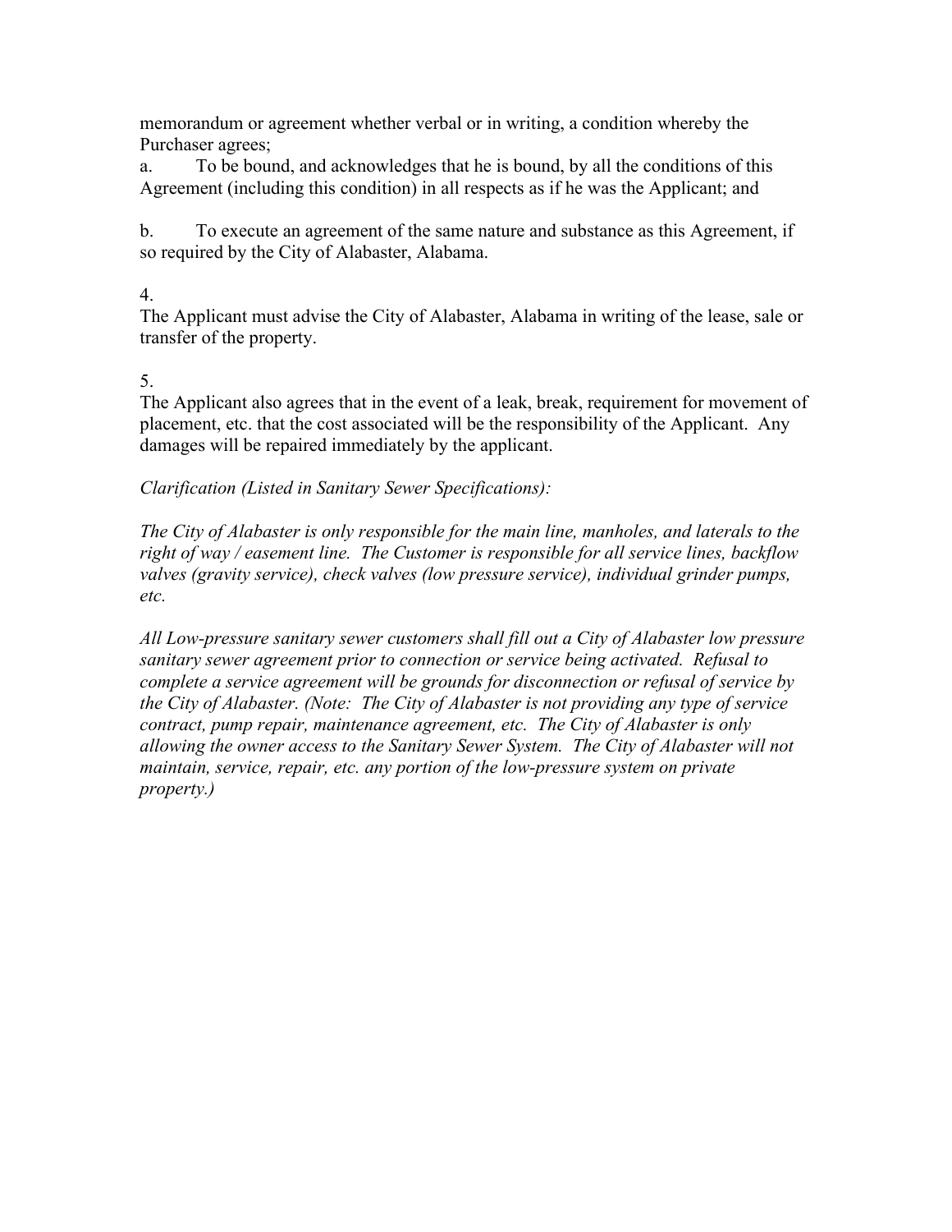memorandum or agreement whether verbal or in writing, a condition whereby the Purchaser agrees;

a. To be bound, and acknowledges that he is bound, by all the conditions of this Agreement (including this condition) in all respects as if he was the Applicant; and

b. To execute an agreement of the same nature and substance as this Agreement, if so required by the City of Alabaster, Alabama.

4.
The Applicant must advise the City of Alabaster, Alabama in writing of the lease, sale or transfer of the property.

5.
The Applicant also agrees that in the event of a leak, break, requirement for movement of placement, etc. that the cost associated will be the responsibility of the Applicant. Any damages will be repaired immediately by the applicant.

*Clarification (Listed in Sanitary Sewer Specifications):*

*The City of Alabaster is only responsible for the main line, manholes, and laterals to the right of way / easement line. The Customer is responsible for all service lines, backflow valves (gravity service), check valves (low pressure service), individual grinder pumps, etc.*

*All Low-pressure sanitary sewer customers shall fill out a City of Alabaster low pressure sanitary sewer agreement prior to connection or service being activated. Refusal to complete a service agreement will be grounds for disconnection or refusal of service by the City of Alabaster. (Note: The City of Alabaster is not providing any type of service contract, pump repair, maintenance agreement, etc. The City of Alabaster is only allowing the owner access to the Sanitary Sewer System. The City of Alabaster will not maintain, service, repair, etc. any portion of the low-pressure system on private property.)*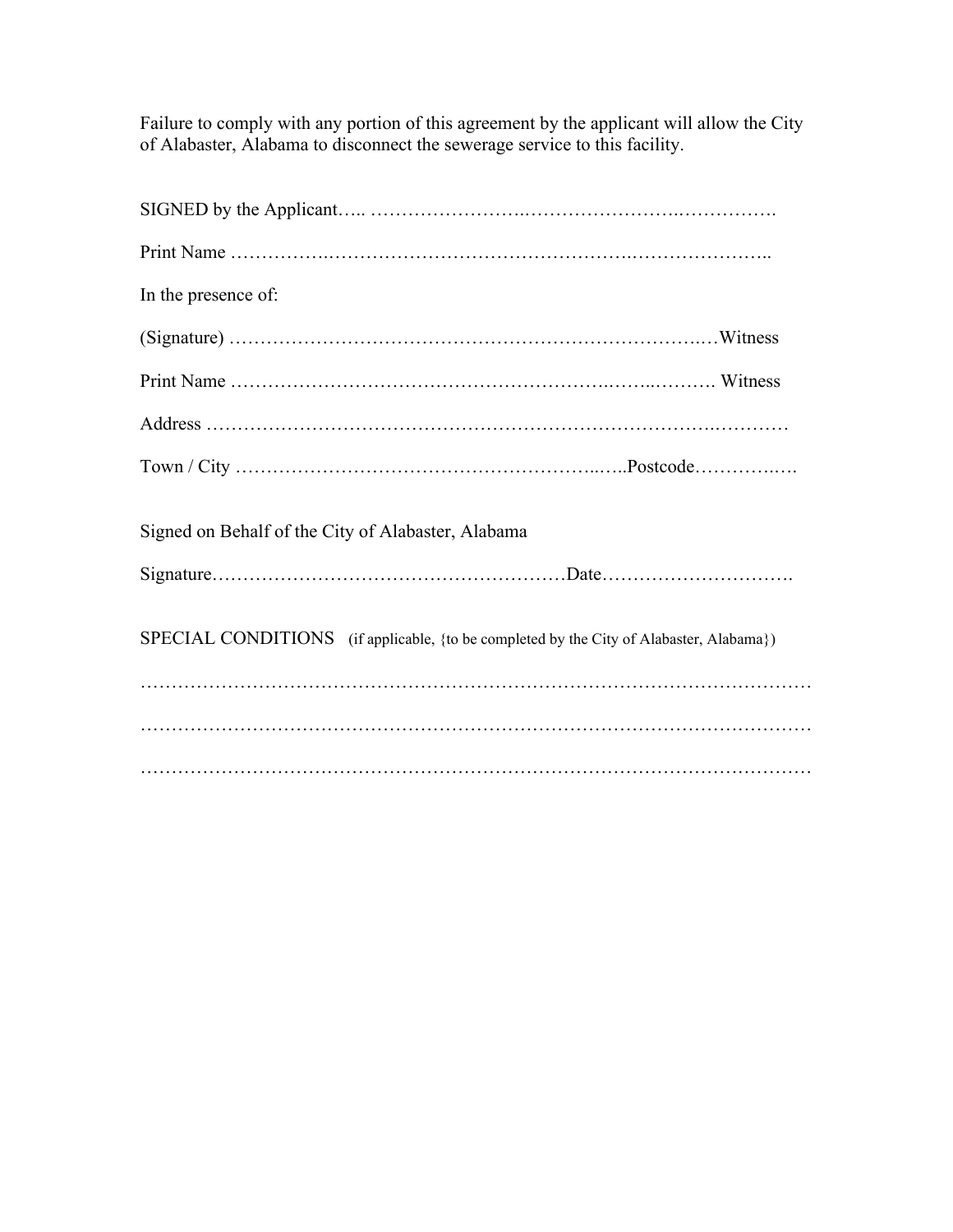Failure to comply with any portion of this agreement by the applicant will allow the City of Alabaster, Alabama to disconnect the sewerage service to this facility.

SIGNED by the Applicant….. ……………………..…………………….…………….

Print Name ……………..…………………………………………..…………………..

In the presence of:

(Signature) ………………………………………………………………….…Witness

Print Name ……………………………………………………..……..………. Witness

Address ……………………………………………………………………….…………

Town / City ………………………………………………...…..Postcode…………..….

Signed on Behalf of the City of Alabaster, Alabama

Signature…………………………………………………Date………………………….

SPECIAL CONDITIONS (if applicable, {to be completed by the City of Alabaster, Alabama})

………………………………………………………………………………………………

………………………………………………………………………………………………

………………………………………………………………………………………………